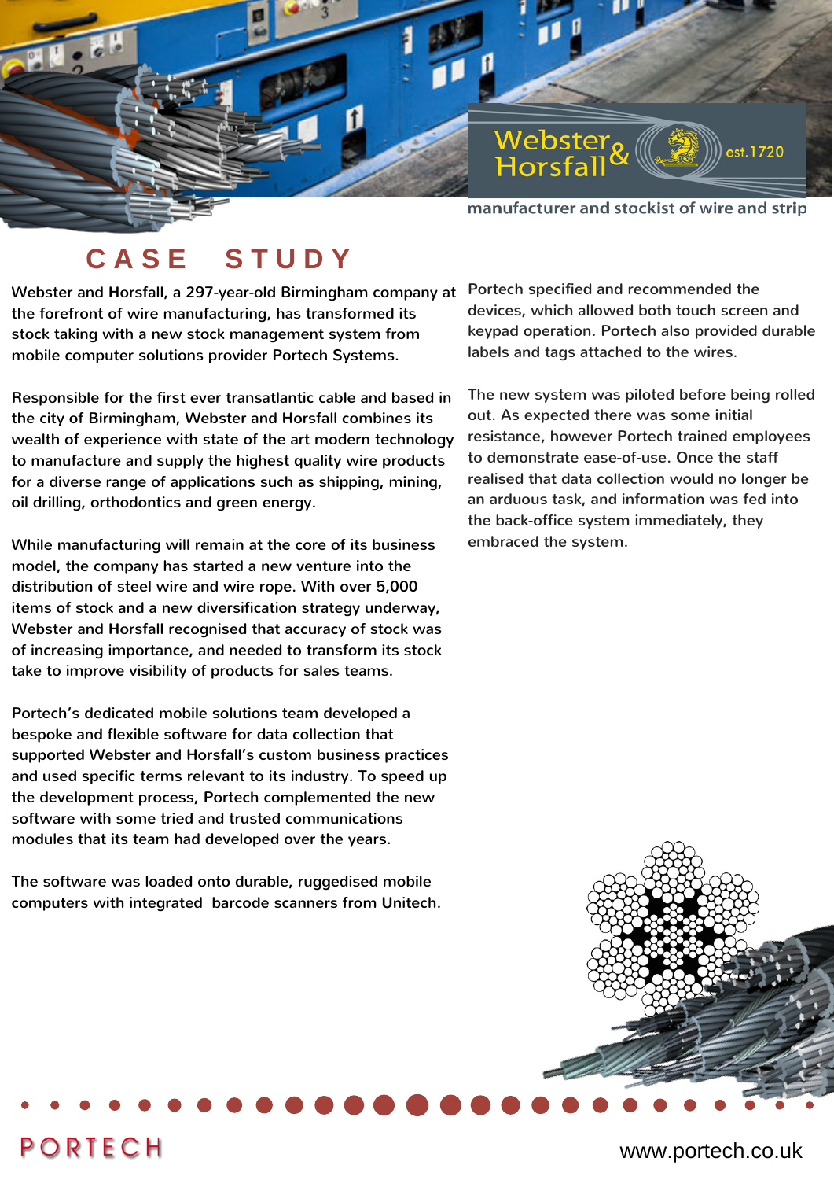Webster & Horsfall est.1720

manufacturer and stockist of wire and strip

# CASE STUDY

Webster and Horsfall, a 297-year-old Birmingham company at the forefront of wire manufacturing, has transformed its stock taking with a new stock management system from mobile computer solutions provider Portech Systems.

Responsible for the first ever transatlantic cable and based in the city of Birmingham, Webster and Horsfall combines its wealth of experience with state of the art modern technology to manufacture and supply the highest quality wire products for a diverse range of applications such as shipping, mining, oil drilling, orthodontics and green energy.

While manufacturing will remain at the core of its business model, the company has started a new venture into the distribution of steel wire and wire rope. With over 5,000 items of stock and a new diversification strategy underway, Webster and Horsfall recognised that accuracy of stock was of increasing importance, and needed to transform its stock take to improve visibility of products for sales teams.

Portech's dedicated mobile solutions team developed a bespoke and flexible software for data collection that supported Webster and Horsfall's custom business practices and used specific terms relevant to its industry. To speed up the development process, Portech complemented the new software with some tried and trusted communications modules that its team had developed over the years.

The software was loaded onto durable, ruggedised mobile computers with integrated barcode scanners from Unitech.

Portech specified and recommended the devices, which allowed both touch screen and keypad operation. Portech also provided durable labels and tags attached to the wires.

The new system was piloted before being rolled out. As expected there was some initial resistance, however Portech trained employees to demonstrate ease-of-use. Once the staff realised that data collection would no longer be an arduous task, and information was fed into the back-office system immediately, they embraced the system.

PORTECH

www.portech.co.uk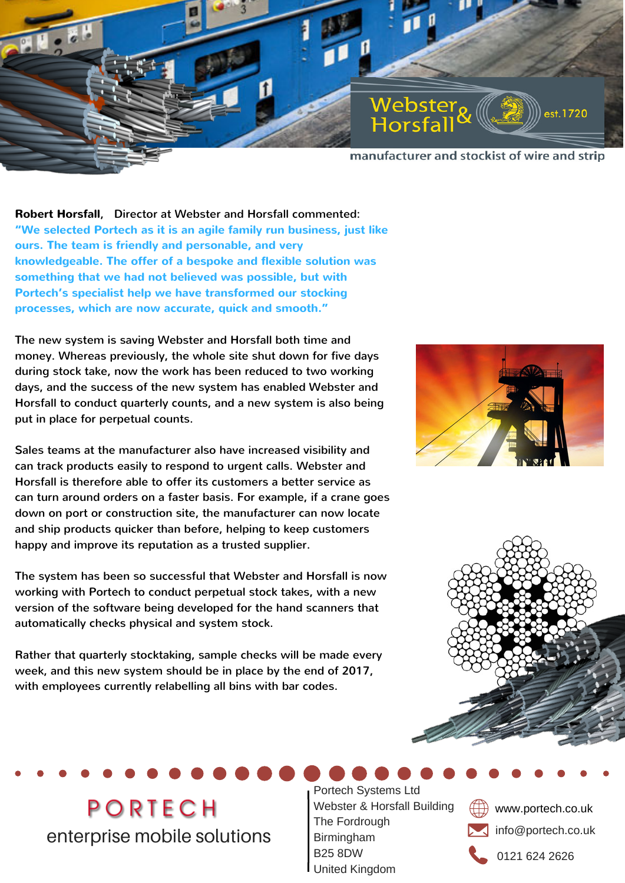Webster & Horsfall est.1720

manufacturer and stockist of wire and strip

**Robert Horsfall**, Director at Webster and Horsfall commented:
**"We selected Portech as it is an agile family run business, just like ours. The team is friendly and personable, and very knowledgeable. The offer of a bespoke and flexible solution was something that we had not believed was possible, but with Portech's specialist help we have transformed our stocking processes, which are now accurate, quick and smooth."**

The new system is saving Webster and Horsfall both time and money. Whereas previously, the whole site shut down for five days during stock take, now the work has been reduced to two working days, and the success of the new system has enabled Webster and Horsfall to conduct quarterly counts, and a new system is also being put in place for perpetual counts.

Sales teams at the manufacturer also have increased visibility and can track products easily to respond to urgent calls. Webster and Horsfall is therefore able to offer its customers a better service as can turn around orders on a faster basis. For example, if a crane goes down on port or construction site, the manufacturer can now locate and ship products quicker than before, helping to keep customers happy and improve its reputation as a trusted supplier.

The system has been so successful that Webster and Horsfall is now working with Portech to conduct perpetual stock takes, with a new version of the software being developed for the hand scanners that automatically checks physical and system stock.

Rather that quarterly stocktaking, sample checks will be made every week, and this new system should be in place by the end of 2017, with employees currently relabelling all bins with bar codes.

PORTECH
enterprise mobile solutions

Portech Systems Ltd
Webster & Horsfall Building
The Fordrough
Birmingham
B25 8DW
United Kingdom

www.portech.co.uk
info@portech.co.uk
0121 624 2626